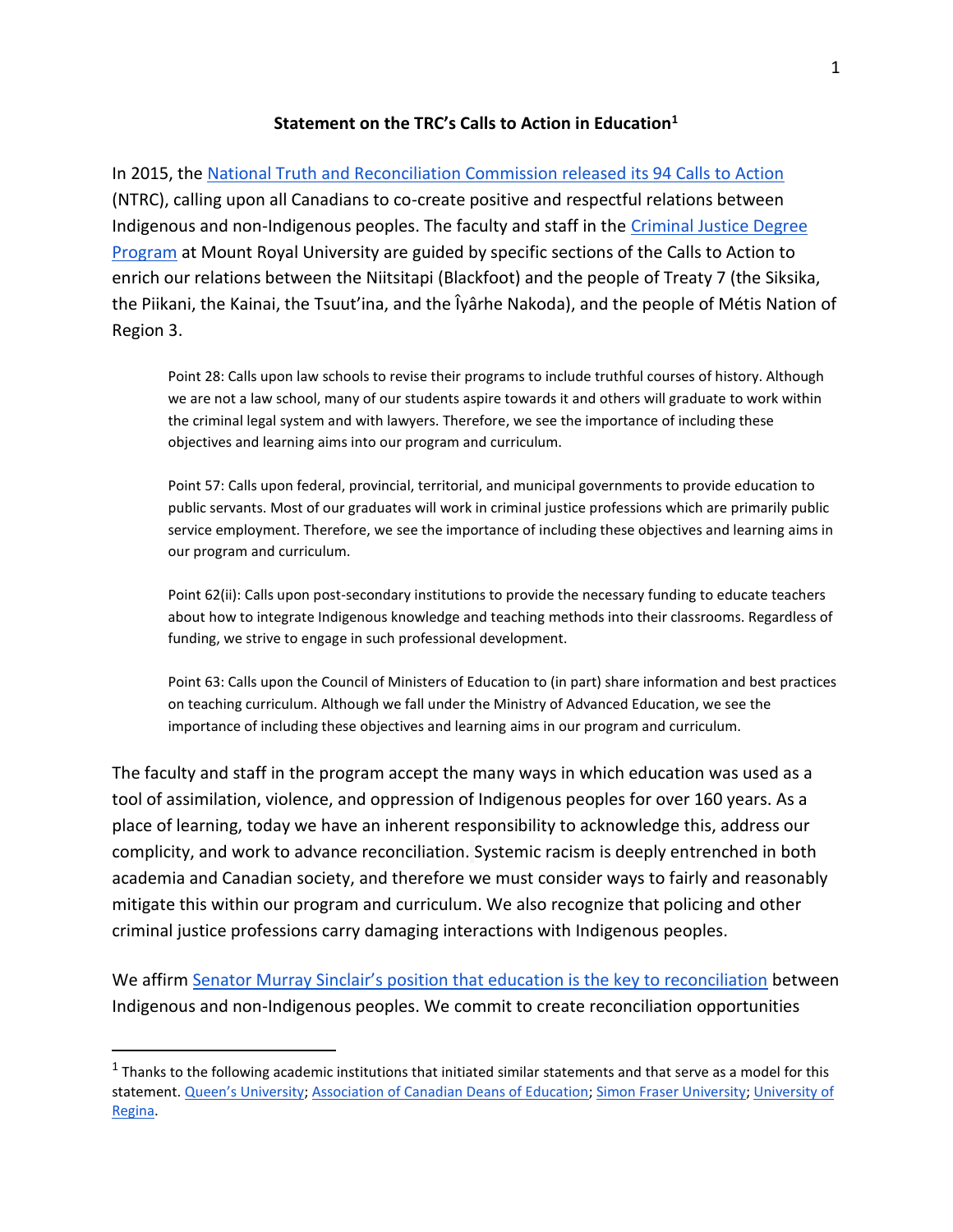**Statement on the TRC's Calls to Action in Education**[1]

In 2015, the National Truth and Reconciliation Commission released its 94 Calls to Action (NTRC), calling upon all Canadians to co-create positive and respectful relations between Indigenous and non-Indigenous peoples. The faculty and staff in the Criminal Justice Degree Program at Mount Royal University are guided by specific sections of the Calls to Action to enrich our relations between the Niitsitapi (Blackfoot) and the people of Treaty 7 (the Siksika, the Piikani, the Kainai, the Tsuut'ina, and the Îyârhe Nakoda), and the people of Métis Nation of Region 3.

> Point 28: Calls upon law schools to revise their programs to include truthful courses of history. Although we are not a law school, many of our students aspire towards it and others will graduate to work within the criminal legal system and with lawyers. Therefore, we see the importance of including these objectives and learning aims into our program and curriculum.
>
> Point 57: Calls upon federal, provincial, territorial, and municipal governments to provide education to public servants. Most of our graduates will work in criminal justice professions which are primarily public service employment. Therefore, we see the importance of including these objectives and learning aims in our program and curriculum.
>
> Point 62(ii): Calls upon post-secondary institutions to provide the necessary funding to educate teachers about how to integrate Indigenous knowledge and teaching methods into their classrooms. Regardless of funding, we strive to engage in such professional development.
>
> Point 63: Calls upon the Council of Ministers of Education to (in part) share information and best practices on teaching curriculum. Although we fall under the Ministry of Advanced Education, we see the importance of including these objectives and learning aims in our program and curriculum.

The faculty and staff in the program accept the many ways in which education was used as a tool of assimilation, violence, and oppression of Indigenous peoples for over 160 years. As a place of learning, today we have an inherent responsibility to acknowledge this, address our complicity, and work to advance reconciliation. Systemic racism is deeply entrenched in both academia and Canadian society, and therefore we must consider ways to fairly and reasonably mitigate this within our program and curriculum. We also recognize that policing and other criminal justice professions carry damaging interactions with Indigenous peoples.

We affirm Senator Murray Sinclair's position that education is the key to reconciliation between Indigenous and non-Indigenous peoples. We commit to create reconciliation opportunities

---

[1] Thanks to the following academic institutions that initiated similar statements and that serve as a model for this statement. Queen's University; Association of Canadian Deans of Education; Simon Fraser University; University of Regina.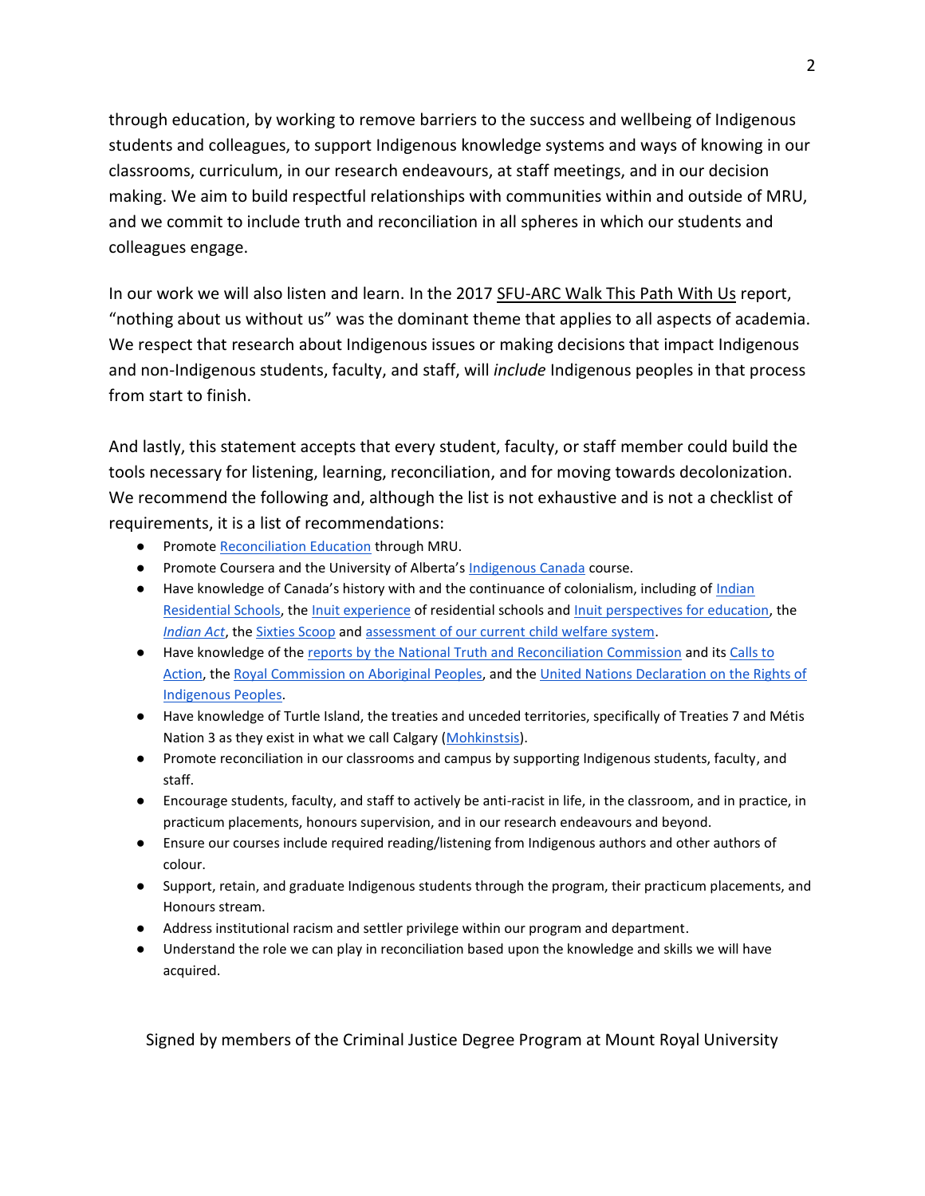through education, by working to remove barriers to the success and wellbeing of Indigenous students and colleagues, to support Indigenous knowledge systems and ways of knowing in our classrooms, curriculum, in our research endeavours, at staff meetings, and in our decision making. We aim to build respectful relationships with communities within and outside of MRU, and we commit to include truth and reconciliation in all spheres in which our students and colleagues engage.

In our work we will also listen and learn. In the 2017 SFU-ARC Walk This Path With Us report, "nothing about us without us" was the dominant theme that applies to all aspects of academia. We respect that research about Indigenous issues or making decisions that impact Indigenous and non-Indigenous students, faculty, and staff, will *include* Indigenous peoples in that process from start to finish.

And lastly, this statement accepts that every student, faculty, or staff member could build the tools necessary for listening, learning, reconciliation, and for moving towards decolonization. We recommend the following and, although the list is not exhaustive and is not a checklist of requirements, it is a list of recommendations:

- Promote Reconciliation Education through MRU.
- Promote Coursera and the University of Alberta's Indigenous Canada course.
- Have knowledge of Canada's history with and the continuance of colonialism, including of Indian Residential Schools, the Inuit experience of residential schools and Inuit perspectives for education, the *Indian Act*, the Sixties Scoop and assessment of our current child welfare system.
- Have knowledge of the reports by the National Truth and Reconciliation Commission and its Calls to Action, the Royal Commission on Aboriginal Peoples, and the United Nations Declaration on the Rights of Indigenous Peoples.
- Have knowledge of Turtle Island, the treaties and unceded territories, specifically of Treaties 7 and Métis Nation 3 as they exist in what we call Calgary (Mohkinstsis).
- Promote reconciliation in our classrooms and campus by supporting Indigenous students, faculty, and staff.
- Encourage students, faculty, and staff to actively be anti-racist in life, in the classroom, and in practice, in practicum placements, honours supervision, and in our research endeavours and beyond.
- Ensure our courses include required reading/listening from Indigenous authors and other authors of colour.
- Support, retain, and graduate Indigenous students through the program, their practicum placements, and Honours stream.
- Address institutional racism and settler privilege within our program and department.
- Understand the role we can play in reconciliation based upon the knowledge and skills we will have acquired.

Signed by members of the Criminal Justice Degree Program at Mount Royal University